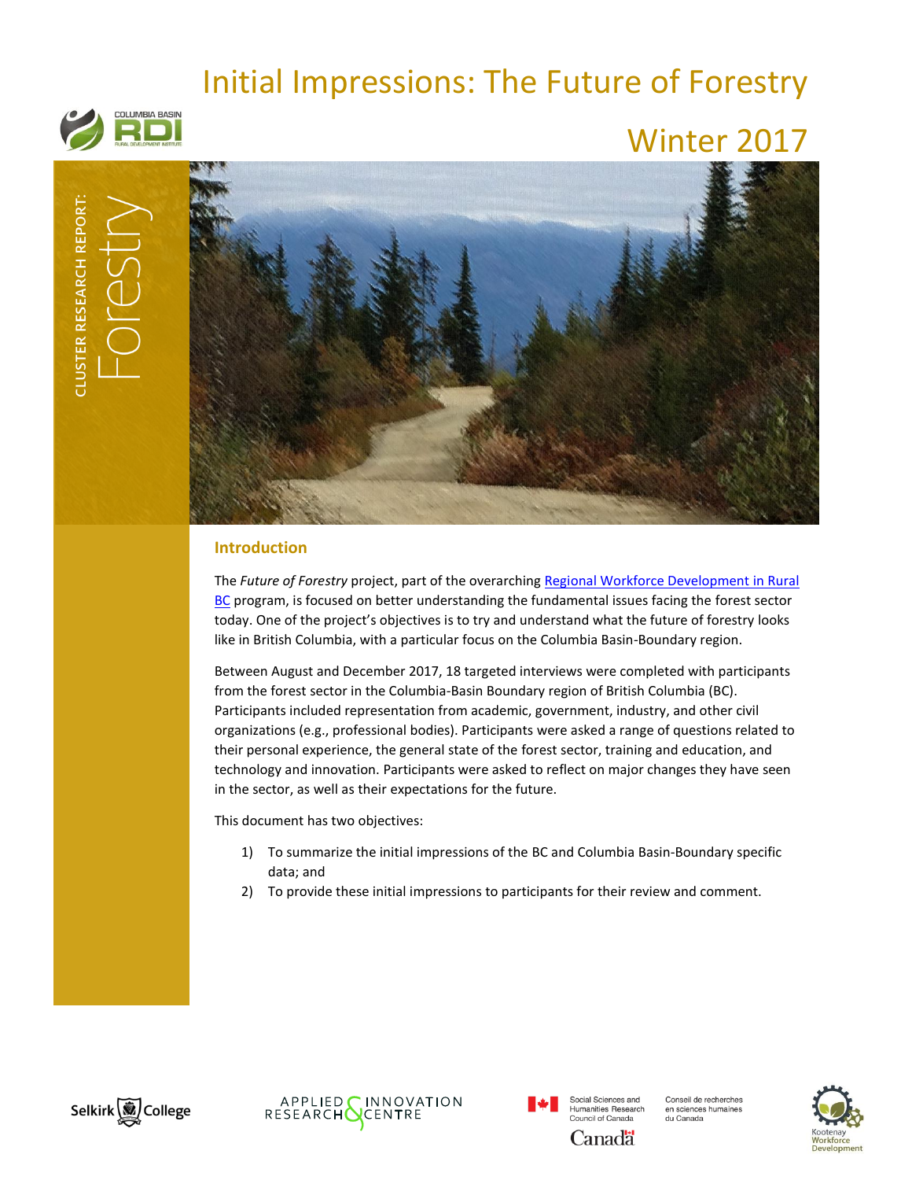# Initial Impressions: The Future of Forestry

## Winter 2017

CLUSTER RESEARCH REPORT: Forestry

### Introduction

The *Future of Forestry* project, part of the overarching Regional Workforce Development in Rural BC program, is focused on better understanding the fundamental issues facing the forest sector today. One of the project's objectives is to try and understand what the future of forestry looks like in British Columbia, with a particular focus on the Columbia Basin-Boundary region.

Between August and December 2017, 18 targeted interviews were completed with participants from the forest sector in the Columbia-Basin Boundary region of British Columbia (BC). Participants included representation from academic, government, industry, and other civil organizations (e.g., professional bodies). Participants were asked a range of questions related to their personal experience, the general state of the forest sector, training and education, and technology and innovation. Participants were asked to reflect on major changes they have seen in the sector, as well as their expectations for the future.

This document has two objectives:

1) To summarize the initial impressions of the BC and Columbia Basin-Boundary specific data; and
2) To provide these initial impressions to participants for their review and comment.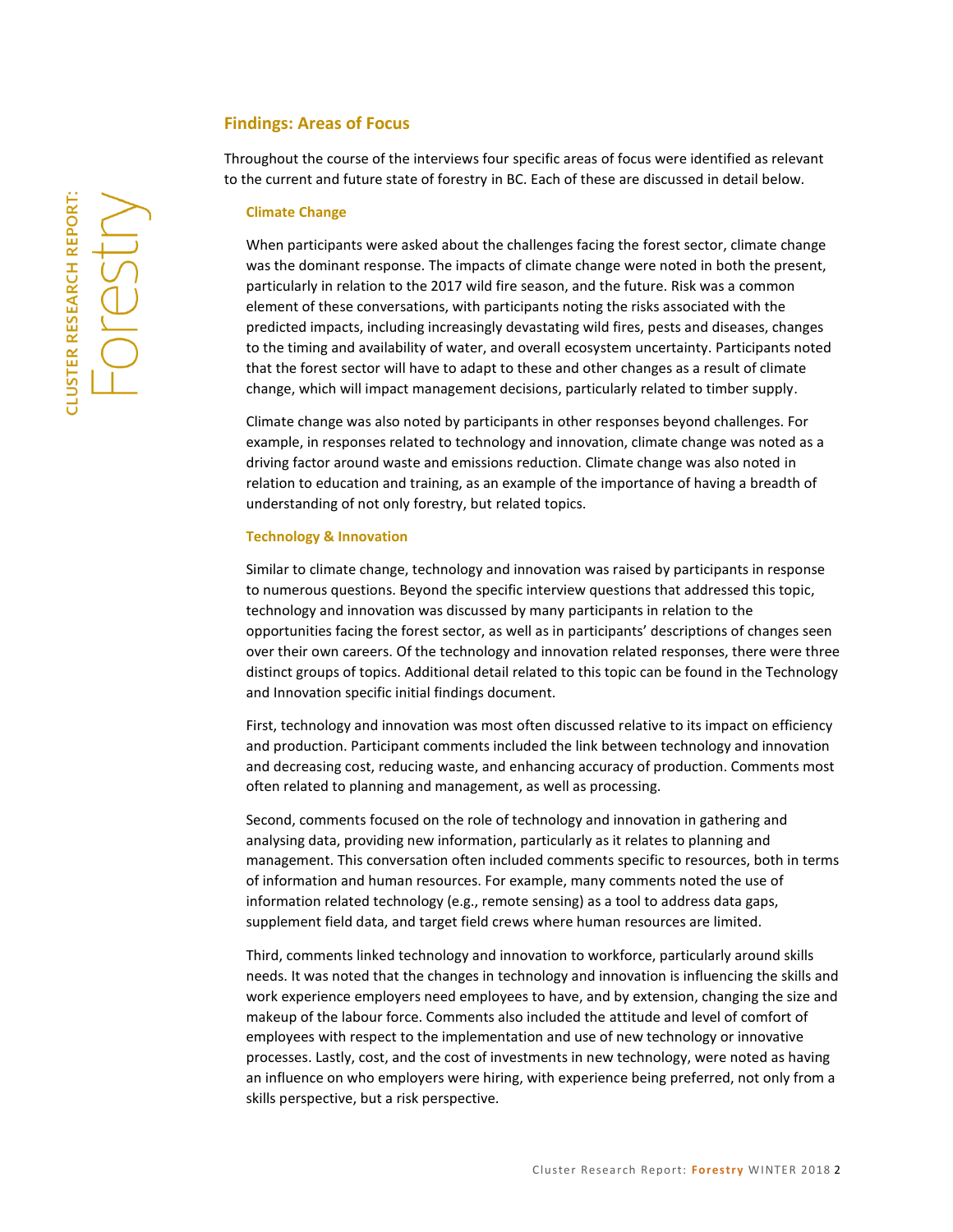## Findings: Areas of Focus

Throughout the course of the interviews four specific areas of focus were identified as relevant to the current and future state of forestry in BC. Each of these are discussed in detail below.

### Climate Change

When participants were asked about the challenges facing the forest sector, climate change was the dominant response. The impacts of climate change were noted in both the present, particularly in relation to the 2017 wild fire season, and the future. Risk was a common element of these conversations, with participants noting the risks associated with the predicted impacts, including increasingly devastating wild fires, pests and diseases, changes to the timing and availability of water, and overall ecosystem uncertainty. Participants noted that the forest sector will have to adapt to these and other changes as a result of climate change, which will impact management decisions, particularly related to timber supply.

Climate change was also noted by participants in other responses beyond challenges. For example, in responses related to technology and innovation, climate change was noted as a driving factor around waste and emissions reduction. Climate change was also noted in relation to education and training, as an example of the importance of having a breadth of understanding of not only forestry, but related topics.

### Technology & Innovation

Similar to climate change, technology and innovation was raised by participants in response to numerous questions. Beyond the specific interview questions that addressed this topic, technology and innovation was discussed by many participants in relation to the opportunities facing the forest sector, as well as in participants' descriptions of changes seen over their own careers. Of the technology and innovation related responses, there were three distinct groups of topics. Additional detail related to this topic can be found in the Technology and Innovation specific initial findings document.

First, technology and innovation was most often discussed relative to its impact on efficiency and production. Participant comments included the link between technology and innovation and decreasing cost, reducing waste, and enhancing accuracy of production. Comments most often related to planning and management, as well as processing.

Second, comments focused on the role of technology and innovation in gathering and analysing data, providing new information, particularly as it relates to planning and management. This conversation often included comments specific to resources, both in terms of information and human resources. For example, many comments noted the use of information related technology (e.g., remote sensing) as a tool to address data gaps, supplement field data, and target field crews where human resources are limited.

Third, comments linked technology and innovation to workforce, particularly around skills needs. It was noted that the changes in technology and innovation is influencing the skills and work experience employers need employees to have, and by extension, changing the size and makeup of the labour force. Comments also included the attitude and level of comfort of employees with respect to the implementation and use of new technology or innovative processes. Lastly, cost, and the cost of investments in new technology, were noted as having an influence on who employers were hiring, with experience being preferred, not only from a skills perspective, but a risk perspective.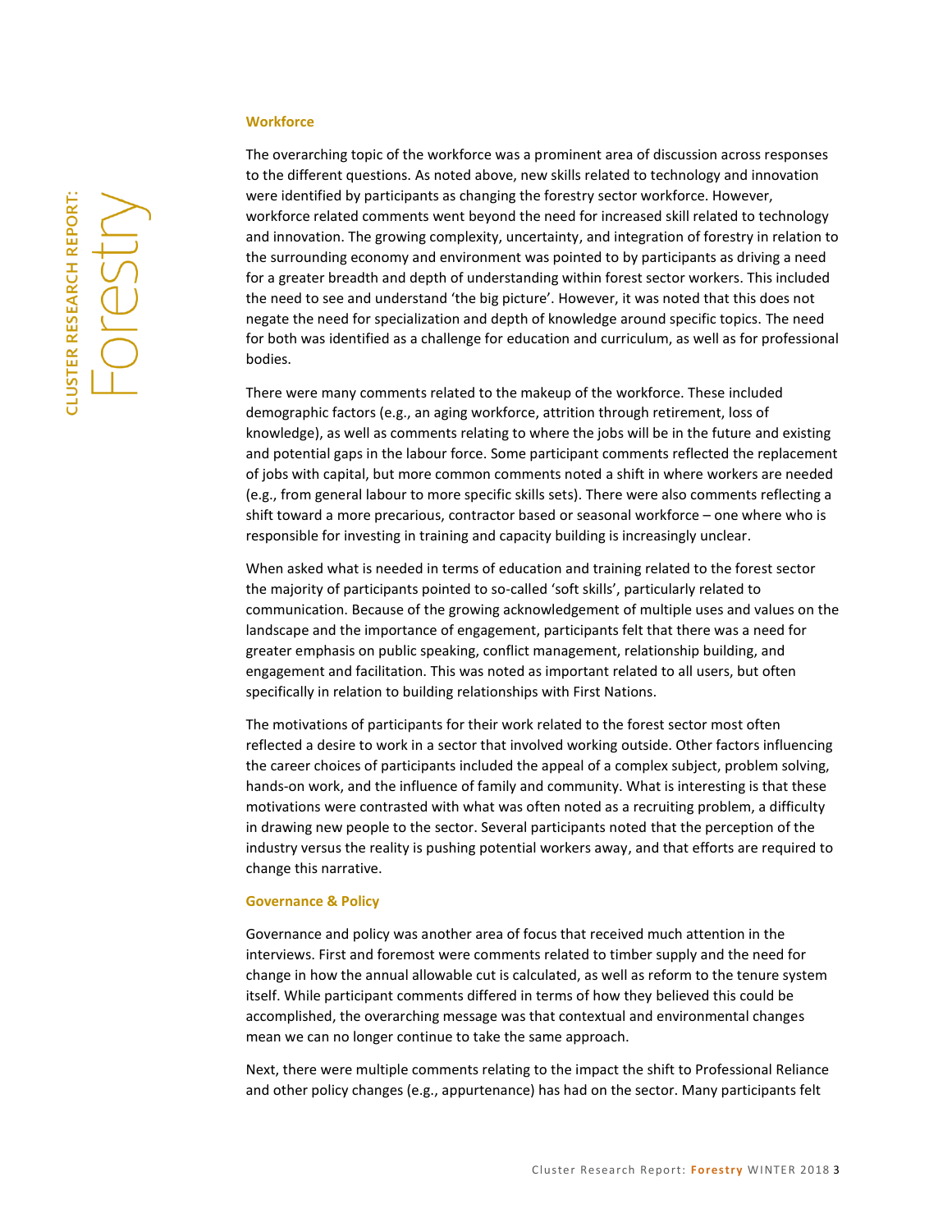### Workforce

The overarching topic of the workforce was a prominent area of discussion across responses to the different questions. As noted above, new skills related to technology and innovation were identified by participants as changing the forestry sector workforce. However, workforce related comments went beyond the need for increased skill related to technology and innovation. The growing complexity, uncertainty, and integration of forestry in relation to the surrounding economy and environment was pointed to by participants as driving a need for a greater breadth and depth of understanding within forest sector workers. This included the need to see and understand 'the big picture'. However, it was noted that this does not negate the need for specialization and depth of knowledge around specific topics. The need for both was identified as a challenge for education and curriculum, as well as for professional bodies.

There were many comments related to the makeup of the workforce. These included demographic factors (e.g., an aging workforce, attrition through retirement, loss of knowledge), as well as comments relating to where the jobs will be in the future and existing and potential gaps in the labour force. Some participant comments reflected the replacement of jobs with capital, but more common comments noted a shift in where workers are needed (e.g., from general labour to more specific skills sets). There were also comments reflecting a shift toward a more precarious, contractor based or seasonal workforce – one where who is responsible for investing in training and capacity building is increasingly unclear.

When asked what is needed in terms of education and training related to the forest sector the majority of participants pointed to so-called 'soft skills', particularly related to communication. Because of the growing acknowledgement of multiple uses and values on the landscape and the importance of engagement, participants felt that there was a need for greater emphasis on public speaking, conflict management, relationship building, and engagement and facilitation. This was noted as important related to all users, but often specifically in relation to building relationships with First Nations.

The motivations of participants for their work related to the forest sector most often reflected a desire to work in a sector that involved working outside. Other factors influencing the career choices of participants included the appeal of a complex subject, problem solving, hands-on work, and the influence of family and community. What is interesting is that these motivations were contrasted with what was often noted as a recruiting problem, a difficulty in drawing new people to the sector. Several participants noted that the perception of the industry versus the reality is pushing potential workers away, and that efforts are required to change this narrative.

### Governance & Policy

Governance and policy was another area of focus that received much attention in the interviews. First and foremost were comments related to timber supply and the need for change in how the annual allowable cut is calculated, as well as reform to the tenure system itself. While participant comments differed in terms of how they believed this could be accomplished, the overarching message was that contextual and environmental changes mean we can no longer continue to take the same approach.

Next, there were multiple comments relating to the impact the shift to Professional Reliance and other policy changes (e.g., appurtenance) has had on the sector. Many participants felt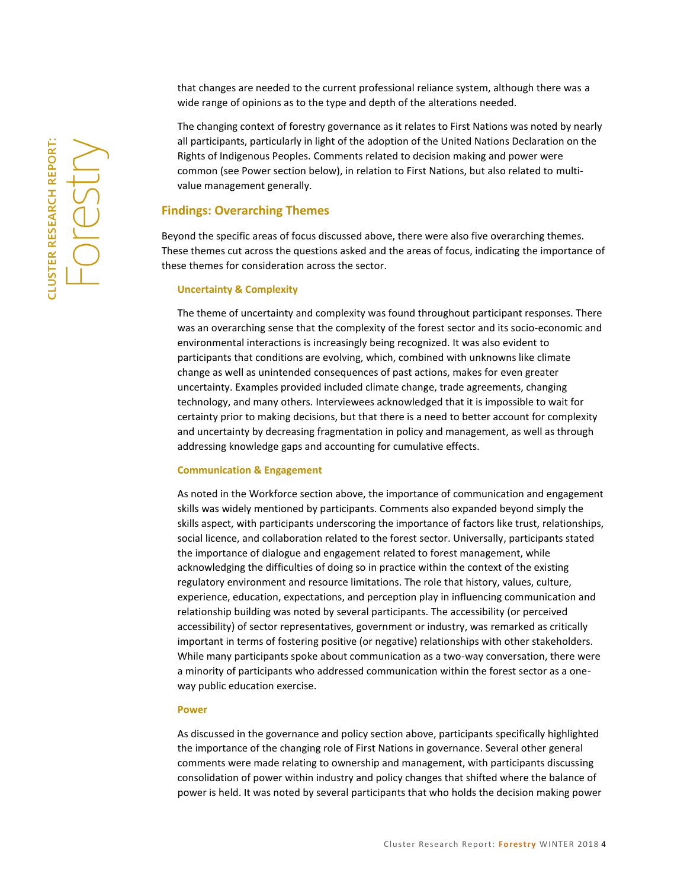that changes are needed to the current professional reliance system, although there was a wide range of opinions as to the type and depth of the alterations needed.

The changing context of forestry governance as it relates to First Nations was noted by nearly all participants, particularly in light of the adoption of the United Nations Declaration on the Rights of Indigenous Peoples. Comments related to decision making and power were common (see Power section below), in relation to First Nations, but also related to multi-value management generally.

## Findings: Overarching Themes

Beyond the specific areas of focus discussed above, there were also five overarching themes. These themes cut across the questions asked and the areas of focus, indicating the importance of these themes for consideration across the sector.

### Uncertainty & Complexity

The theme of uncertainty and complexity was found throughout participant responses. There was an overarching sense that the complexity of the forest sector and its socio-economic and environmental interactions is increasingly being recognized. It was also evident to participants that conditions are evolving, which, combined with unknowns like climate change as well as unintended consequences of past actions, makes for even greater uncertainty. Examples provided included climate change, trade agreements, changing technology, and many others. Interviewees acknowledged that it is impossible to wait for certainty prior to making decisions, but that there is a need to better account for complexity and uncertainty by decreasing fragmentation in policy and management, as well as through addressing knowledge gaps and accounting for cumulative effects.

### Communication & Engagement

As noted in the Workforce section above, the importance of communication and engagement skills was widely mentioned by participants. Comments also expanded beyond simply the skills aspect, with participants underscoring the importance of factors like trust, relationships, social licence, and collaboration related to the forest sector. Universally, participants stated the importance of dialogue and engagement related to forest management, while acknowledging the difficulties of doing so in practice within the context of the existing regulatory environment and resource limitations. The role that history, values, culture, experience, education, expectations, and perception play in influencing communication and relationship building was noted by several participants. The accessibility (or perceived accessibility) of sector representatives, government or industry, was remarked as critically important in terms of fostering positive (or negative) relationships with other stakeholders. While many participants spoke about communication as a two-way conversation, there were a minority of participants who addressed communication within the forest sector as a one-way public education exercise.

### Power

As discussed in the governance and policy section above, participants specifically highlighted the importance of the changing role of First Nations in governance. Several other general comments were made relating to ownership and management, with participants discussing consolidation of power within industry and policy changes that shifted where the balance of power is held. It was noted by several participants that who holds the decision making power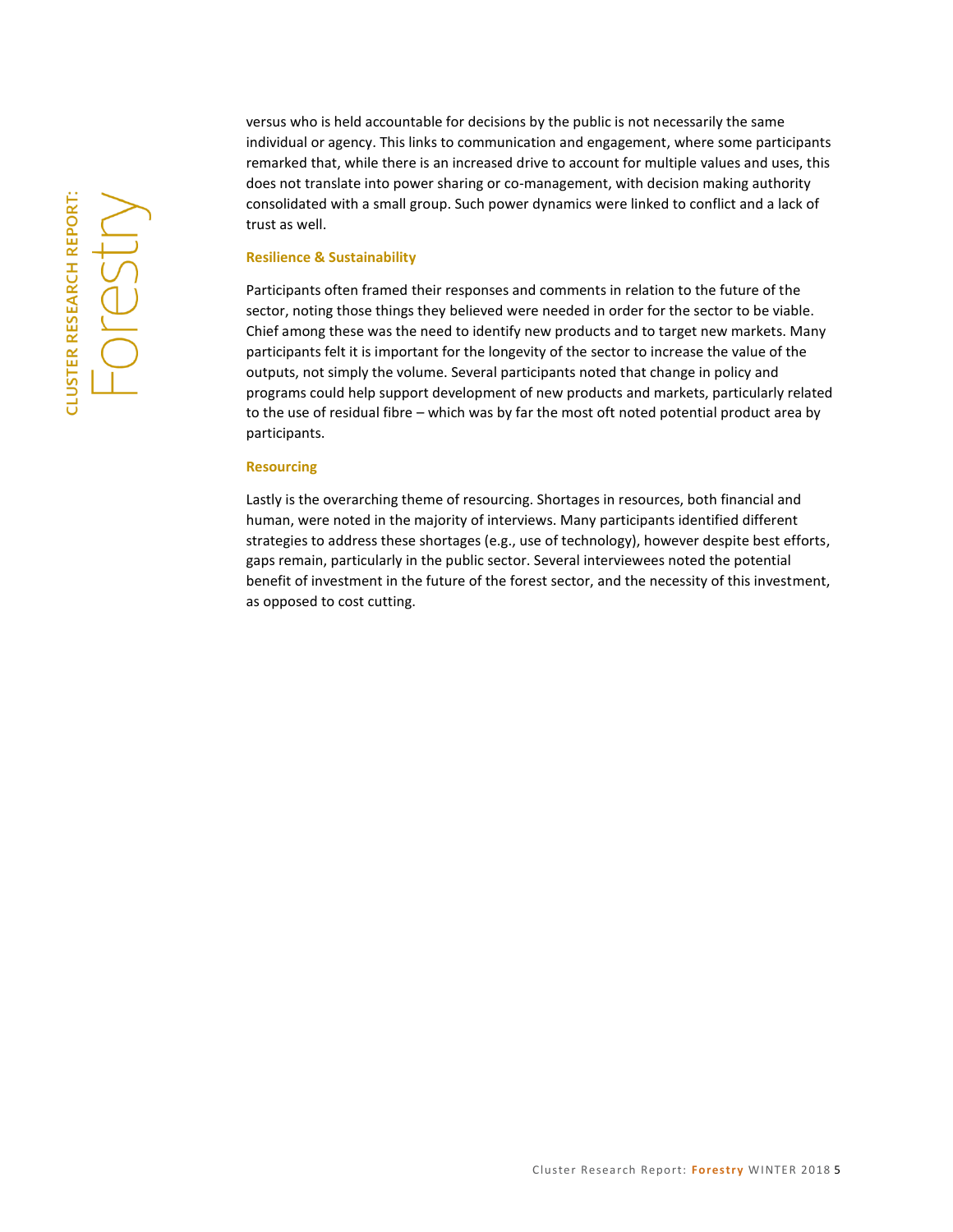versus who is held accountable for decisions by the public is not necessarily the same individual or agency. This links to communication and engagement, where some participants remarked that, while there is an increased drive to account for multiple values and uses, this does not translate into power sharing or co-management, with decision making authority consolidated with a small group. Such power dynamics were linked to conflict and a lack of trust as well.

### Resilience & Sustainability

Participants often framed their responses and comments in relation to the future of the sector, noting those things they believed were needed in order for the sector to be viable. Chief among these was the need to identify new products and to target new markets. Many participants felt it is important for the longevity of the sector to increase the value of the outputs, not simply the volume. Several participants noted that change in policy and programs could help support development of new products and markets, particularly related to the use of residual fibre – which was by far the most oft noted potential product area by participants.

### Resourcing

Lastly is the overarching theme of resourcing. Shortages in resources, both financial and human, were noted in the majority of interviews. Many participants identified different strategies to address these shortages (e.g., use of technology), however despite best efforts, gaps remain, particularly in the public sector. Several interviewees noted the potential benefit of investment in the future of the forest sector, and the necessity of this investment, as opposed to cost cutting.